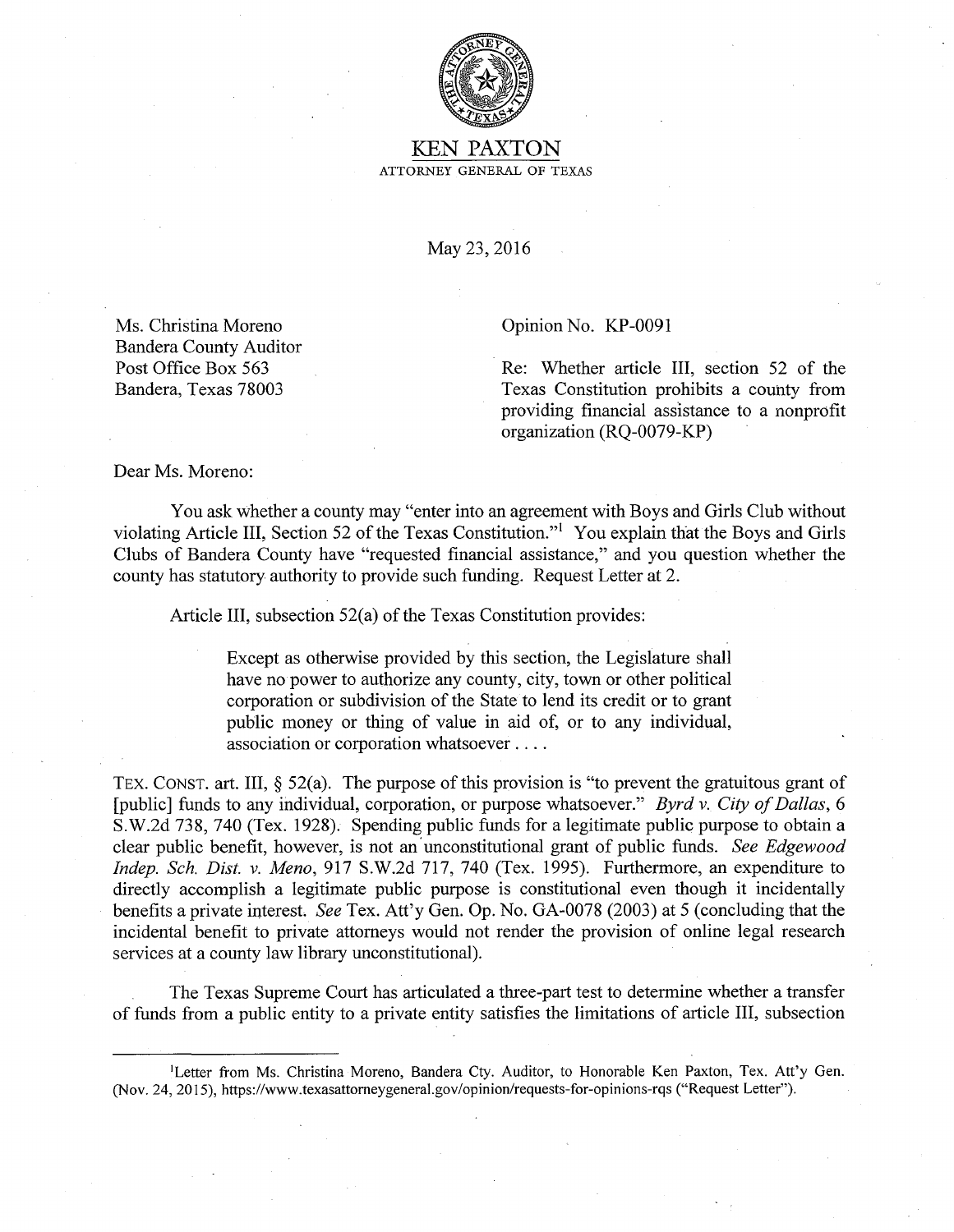# KEN PAXTON

ATTORNEY GENERAL OF TEXAS

May 23, 2016

Ms. Christina Moreno
Bandera County Auditor
Post Office Box 563
Bandera, Texas 78003

Opinion No. KP-0091

Re: Whether article III, section 52 of the Texas Constitution prohibits a county from providing financial assistance to a nonprofit organization (RQ-0079-KP)

Dear Ms. Moreno:

You ask whether a county may "enter into an agreement with Boys and Girls Club without violating Article III, Section 52 of the Texas Constitution."[1] You explain that the Boys and Girls Clubs of Bandera County have "requested financial assistance," and you question whether the county has statutory authority to provide such funding. Request Letter at 2.

Article III, subsection 52(a) of the Texas Constitution provides:

> Except as otherwise provided by this section, the Legislature shall have no power to authorize any county, city, town or other political corporation or subdivision of the State to lend its credit or to grant public money or thing of value in aid of, or to any individual, association or corporation whatsoever . . . .

TEX. CONST. art. III, § 52(a). The purpose of this provision is "to prevent the gratuitous grant of [public] funds to any individual, corporation, or purpose whatsoever." *Byrd v. City of Dallas*, 6 S.W.2d 738, 740 (Tex. 1928). Spending public funds for a legitimate public purpose to obtain a clear public benefit, however, is not an unconstitutional grant of public funds. *See Edgewood Indep. Sch. Dist. v. Meno*, 917 S.W.2d 717, 740 (Tex. 1995). Furthermore, an expenditure to directly accomplish a legitimate public purpose is constitutional even though it incidentally benefits a private interest. *See* Tex. Att'y Gen. Op. No. GA-0078 (2003) at 5 (concluding that the incidental benefit to private attorneys would not render the provision of online legal research services at a county law library unconstitutional).

The Texas Supreme Court has articulated a three-part test to determine whether a transfer of funds from a public entity to a private entity satisfies the limitations of article III, subsection

---

[1] Letter from Ms. Christina Moreno, Bandera Cty. Auditor, to Honorable Ken Paxton, Tex. Att'y Gen. (Nov. 24, 2015), https://www.texasattorneygeneral.gov/opinion/requests-for-opinions-rqs ("Request Letter").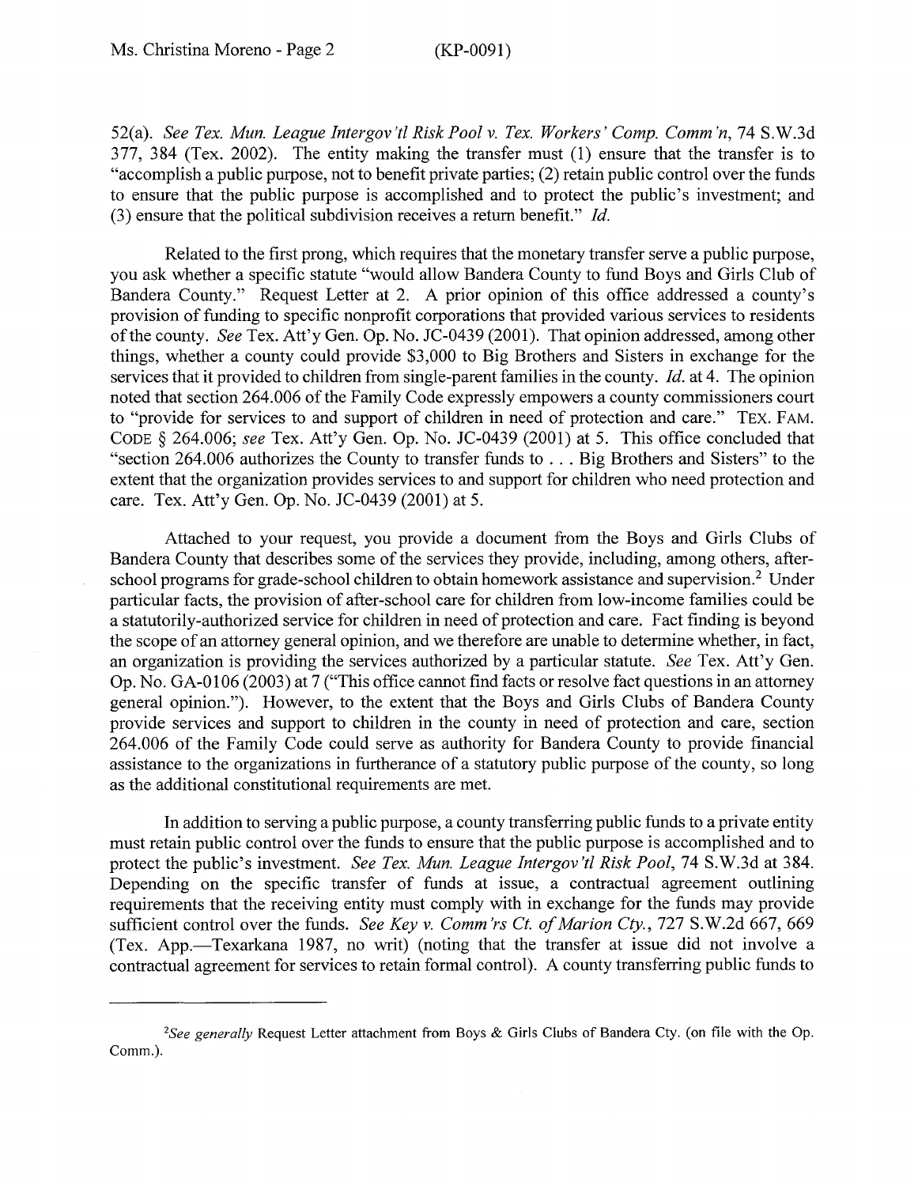52(a). *See Tex. Mun. League Intergov'tl Risk Pool v. Tex. Workers' Comp. Comm'n*, 74 S.W.3d 377, 384 (Tex. 2002). The entity making the transfer must (1) ensure that the transfer is to "accomplish a public purpose, not to benefit private parties; (2) retain public control over the funds to ensure that the public purpose is accomplished and to protect the public's investment; and (3) ensure that the political subdivision receives a return benefit." *Id.*

Related to the first prong, which requires that the monetary transfer serve a public purpose, you ask whether a specific statute "would allow Bandera County to fund Boys and Girls Club of Bandera County." Request Letter at 2. A prior opinion of this office addressed a county's provision of funding to specific nonprofit corporations that provided various services to residents of the county. *See* Tex. Att'y Gen. Op. No. JC-0439 (2001). That opinion addressed, among other things, whether a county could provide $3,000 to Big Brothers and Sisters in exchange for the services that it provided to children from single-parent families in the county. *Id.* at 4. The opinion noted that section 264.006 of the Family Code expressly empowers a county commissioners court to "provide for services to and support of children in need of protection and care." TEX. FAM. CODE § 264.006; *see* Tex. Att'y Gen. Op. No. JC-0439 (2001) at 5. This office concluded that "section 264.006 authorizes the County to transfer funds to . . . Big Brothers and Sisters" to the extent that the organization provides services to and support for children who need protection and care. Tex. Att'y Gen. Op. No. JC-0439 (2001) at 5.

Attached to your request, you provide a document from the Boys and Girls Clubs of Bandera County that describes some of the services they provide, including, among others, after-school programs for grade-school children to obtain homework assistance and supervision.[2] Under particular facts, the provision of after-school care for children from low-income families could be a statutorily-authorized service for children in need of protection and care. Fact finding is beyond the scope of an attorney general opinion, and we therefore are unable to determine whether, in fact, an organization is providing the services authorized by a particular statute. *See* Tex. Att'y Gen. Op. No. GA-0106 (2003) at 7 ("This office cannot find facts or resolve fact questions in an attorney general opinion."). However, to the extent that the Boys and Girls Clubs of Bandera County provide services and support to children in the county in need of protection and care, section 264.006 of the Family Code could serve as authority for Bandera County to provide financial assistance to the organizations in furtherance of a statutory public purpose of the county, so long as the additional constitutional requirements are met.

In addition to serving a public purpose, a county transferring public funds to a private entity must retain public control over the funds to ensure that the public purpose is accomplished and to protect the public's investment. *See Tex. Mun. League Intergov'tl Risk Pool*, 74 S.W.3d at 384. Depending on the specific transfer of funds at issue, a contractual agreement outlining requirements that the receiving entity must comply with in exchange for the funds may provide sufficient control over the funds. *See Key v. Comm'rs Ct. of Marion Cty.*, 727 S.W.2d 667, 669 (Tex. App.—Texarkana 1987, no writ) (noting that the transfer at issue did not involve a contractual agreement for services to retain formal control). A county transferring public funds to

---

[2] *See generally* Request Letter attachment from Boys & Girls Clubs of Bandera Cty. (on file with the Op. Comm.).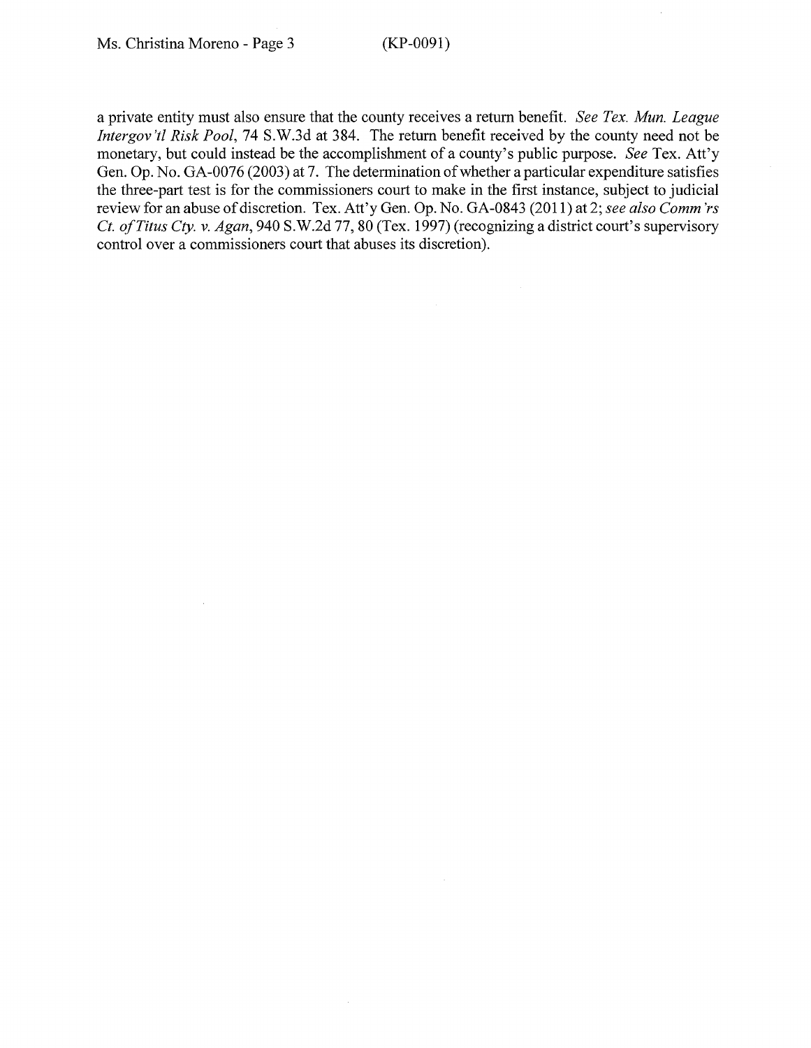a private entity must also ensure that the county receives a return benefit. *See Tex. Mun. League Intergov'tl Risk Pool*, 74 S.W.3d at 384. The return benefit received by the county need not be monetary, but could instead be the accomplishment of a county's public purpose. *See* Tex. Att'y Gen. Op. No. GA-0076 (2003) at 7. The determination of whether a particular expenditure satisfies the three-part test is for the commissioners court to make in the first instance, subject to judicial review for an abuse of discretion. Tex. Att'y Gen. Op. No. GA-0843 (2011) at 2; *see also Comm'rs Ct. of Titus Cty. v. Agan*, 940 S.W.2d 77, 80 (Tex. 1997) (recognizing a district court's supervisory control over a commissioners court that abuses its discretion).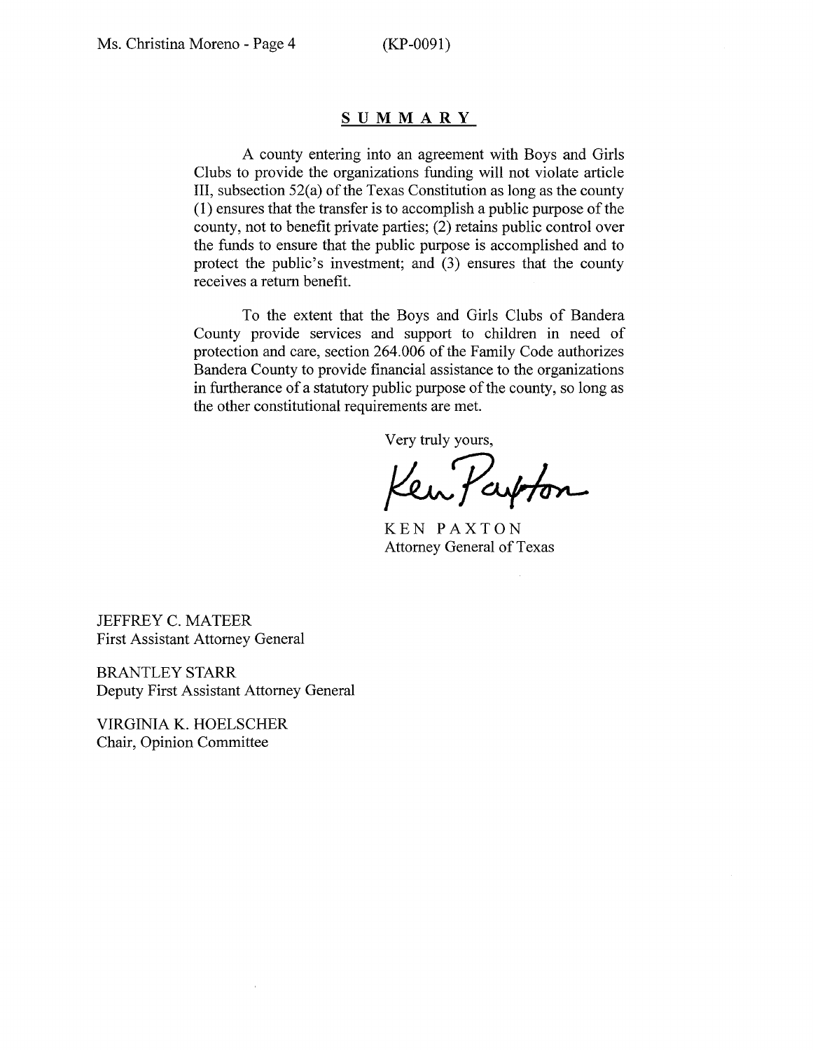## SUMMARY

A county entering into an agreement with Boys and Girls Clubs to provide the organizations funding will not violate article III, subsection 52(a) of the Texas Constitution as long as the county (1) ensures that the transfer is to accomplish a public purpose of the county, not to benefit private parties; (2) retains public control over the funds to ensure that the public purpose is accomplished and to protect the public's investment; and (3) ensures that the county receives a return benefit.

To the extent that the Boys and Girls Clubs of Bandera County provide services and support to children in need of protection and care, section 264.006 of the Family Code authorizes Bandera County to provide financial assistance to the organizations in furtherance of a statutory public purpose of the county, so long as the other constitutional requirements are met.

Very truly yours,

Ken Paxton

KEN PAXTON
Attorney General of Texas

JEFFREY C. MATEER
First Assistant Attorney General

BRANTLEY STARR
Deputy First Assistant Attorney General

VIRGINIA K. HOELSCHER
Chair, Opinion Committee